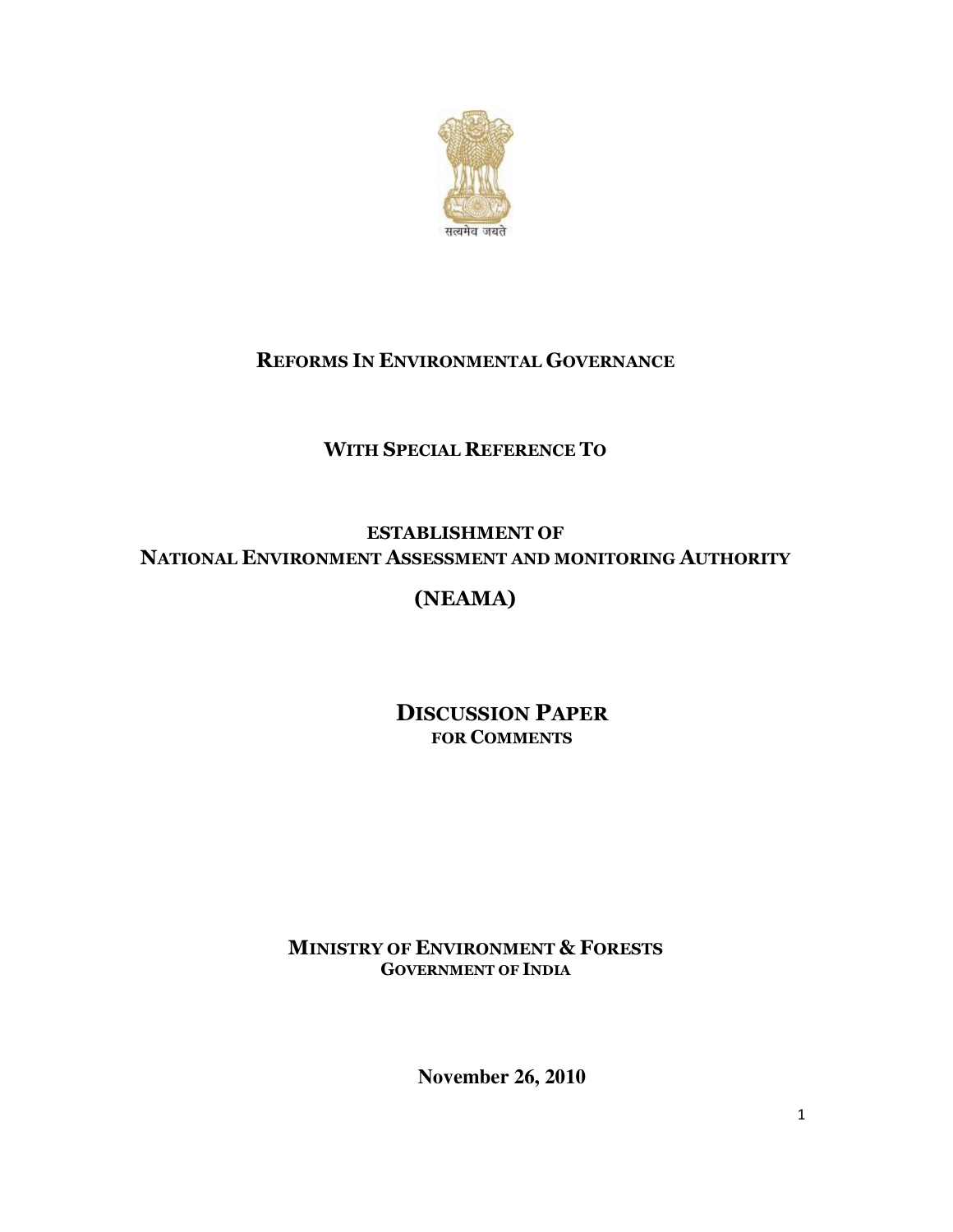सत्यमेव जयते

# REFORMS IN ENVIRONMENTAL GOVERNANCE

## WITH SPECIAL REFERENCE TO

## ESTABLISHMENT OF NATIONAL ENVIRONMENT ASSESSMENT AND MONITORING AUTHORITY

## (NEAMA)

**DISCUSSION PAPER**
**FOR COMMENTS**

**MINISTRY OF ENVIRONMENT & FORESTS**
**GOVERNMENT OF INDIA**

**November 26, 2010**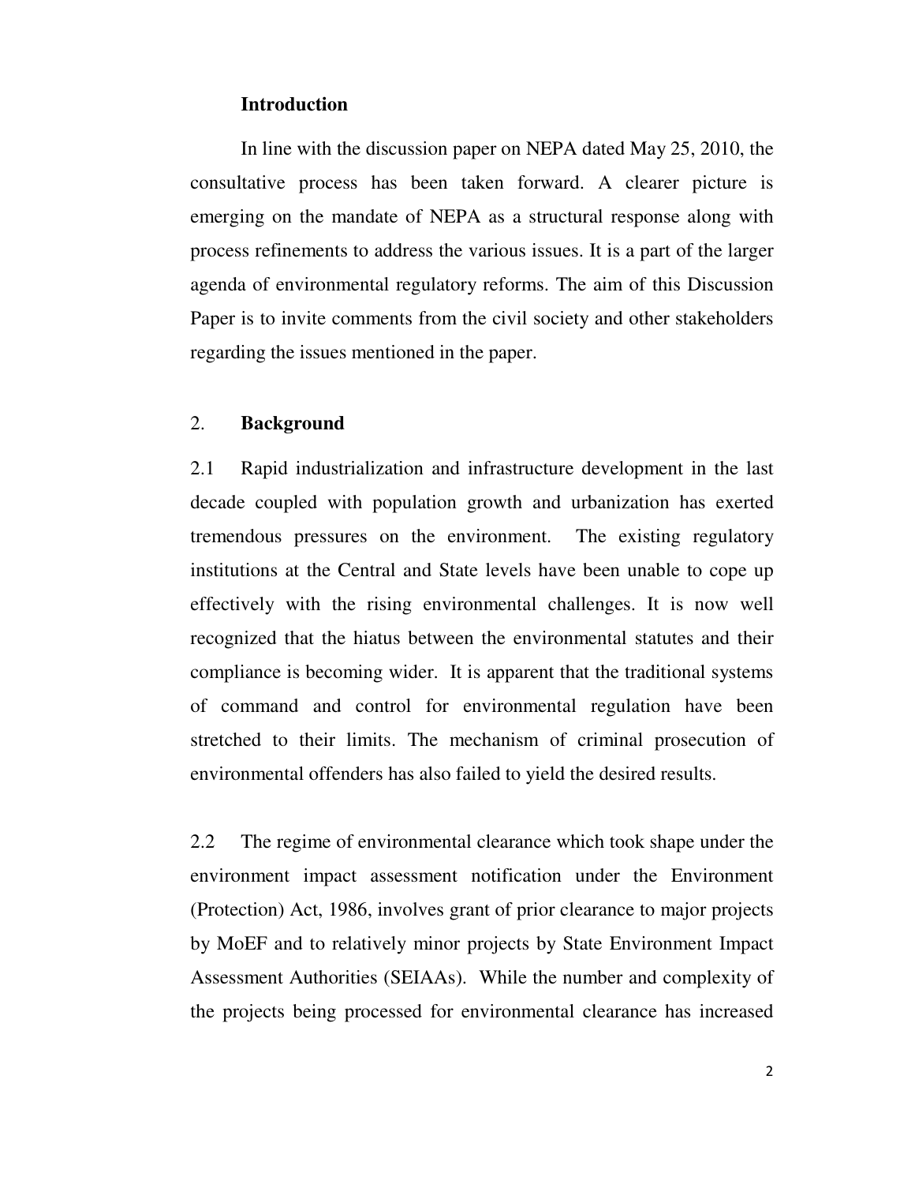## Introduction

In line with the discussion paper on NEPA dated May 25, 2010, the consultative process has been taken forward. A clearer picture is emerging on the mandate of NEPA as a structural response along with process refinements to address the various issues. It is a part of the larger agenda of environmental regulatory reforms. The aim of this Discussion Paper is to invite comments from the civil society and other stakeholders regarding the issues mentioned in the paper.

## 2. Background

2.1 Rapid industrialization and infrastructure development in the last decade coupled with population growth and urbanization has exerted tremendous pressures on the environment. The existing regulatory institutions at the Central and State levels have been unable to cope up effectively with the rising environmental challenges. It is now well recognized that the hiatus between the environmental statutes and their compliance is becoming wider. It is apparent that the traditional systems of command and control for environmental regulation have been stretched to their limits. The mechanism of criminal prosecution of environmental offenders has also failed to yield the desired results.

2.2 The regime of environmental clearance which took shape under the environment impact assessment notification under the Environment (Protection) Act, 1986, involves grant of prior clearance to major projects by MoEF and to relatively minor projects by State Environment Impact Assessment Authorities (SEIAAs). While the number and complexity of the projects being processed for environmental clearance has increased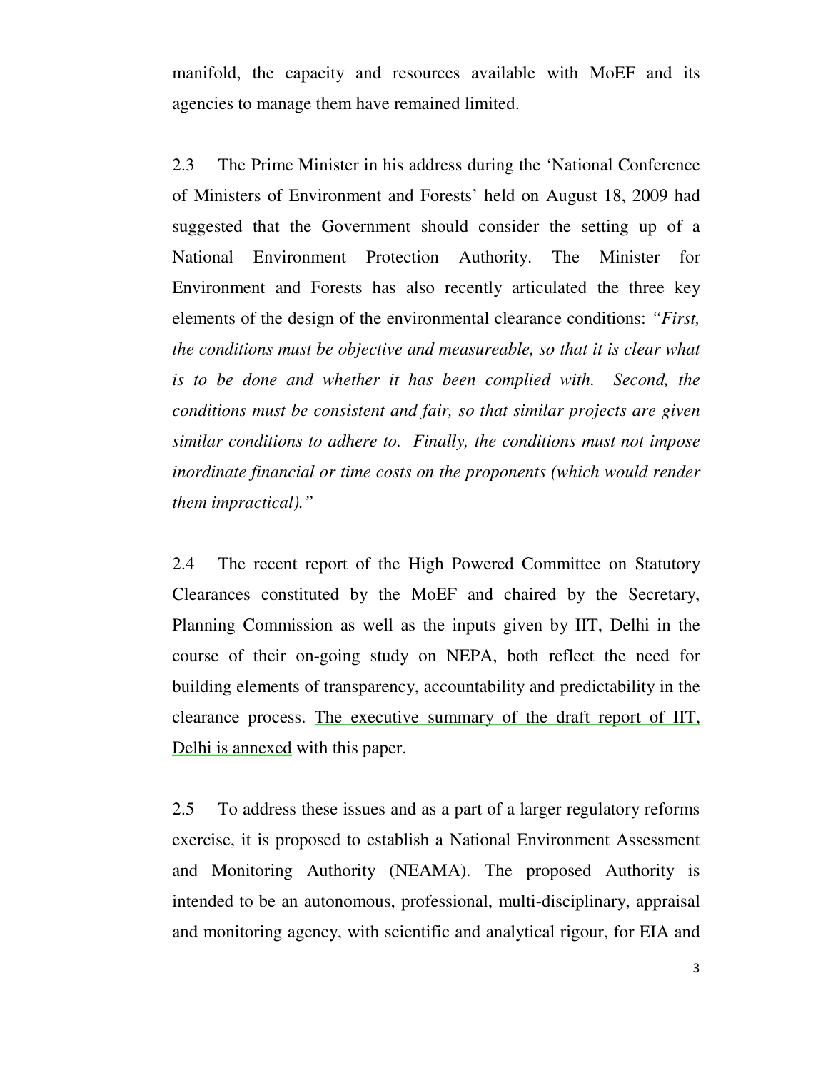manifold, the capacity and resources available with MoEF and its agencies to manage them have remained limited.

2.3 The Prime Minister in his address during the 'National Conference of Ministers of Environment and Forests' held on August 18, 2009 had suggested that the Government should consider the setting up of a National Environment Protection Authority. The Minister for Environment and Forests has also recently articulated the three key elements of the design of the environmental clearance conditions: *"First, the conditions must be objective and measureable, so that it is clear what is to be done and whether it has been complied with. Second, the conditions must be consistent and fair, so that similar projects are given similar conditions to adhere to. Finally, the conditions must not impose inordinate financial or time costs on the proponents (which would render them impractical)."*

2.4 The recent report of the High Powered Committee on Statutory Clearances constituted by the MoEF and chaired by the Secretary, Planning Commission as well as the inputs given by IIT, Delhi in the course of their on-going study on NEPA, both reflect the need for building elements of transparency, accountability and predictability in the clearance process. The executive summary of the draft report of IIT, Delhi is annexed with this paper.

2.5 To address these issues and as a part of a larger regulatory reforms exercise, it is proposed to establish a National Environment Assessment and Monitoring Authority (NEAMA). The proposed Authority is intended to be an autonomous, professional, multi-disciplinary, appraisal and monitoring agency, with scientific and analytical rigour, for EIA and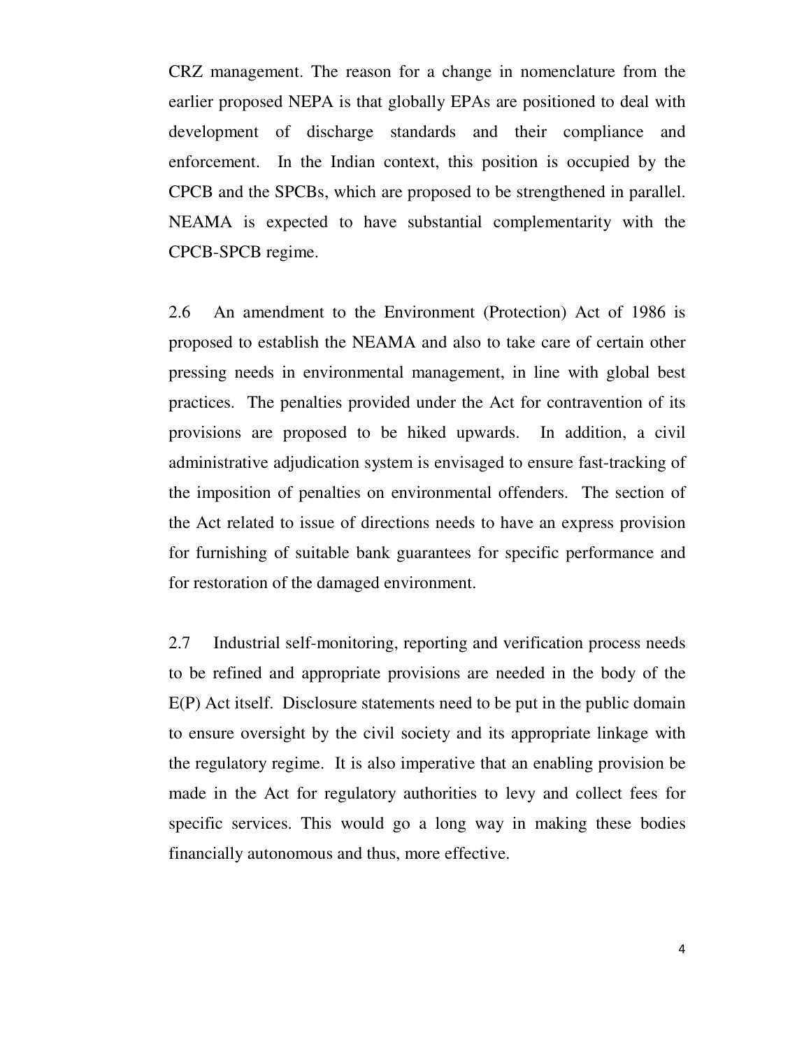CRZ management. The reason for a change in nomenclature from the earlier proposed NEPA is that globally EPAs are positioned to deal with development of discharge standards and their compliance and enforcement. In the Indian context, this position is occupied by the CPCB and the SPCBs, which are proposed to be strengthened in parallel. NEAMA is expected to have substantial complementarity with the CPCB-SPCB regime.

2.6 An amendment to the Environment (Protection) Act of 1986 is proposed to establish the NEAMA and also to take care of certain other pressing needs in environmental management, in line with global best practices. The penalties provided under the Act for contravention of its provisions are proposed to be hiked upwards. In addition, a civil administrative adjudication system is envisaged to ensure fast-tracking of the imposition of penalties on environmental offenders. The section of the Act related to issue of directions needs to have an express provision for furnishing of suitable bank guarantees for specific performance and for restoration of the damaged environment.

2.7 Industrial self-monitoring, reporting and verification process needs to be refined and appropriate provisions are needed in the body of the E(P) Act itself. Disclosure statements need to be put in the public domain to ensure oversight by the civil society and its appropriate linkage with the regulatory regime. It is also imperative that an enabling provision be made in the Act for regulatory authorities to levy and collect fees for specific services. This would go a long way in making these bodies financially autonomous and thus, more effective.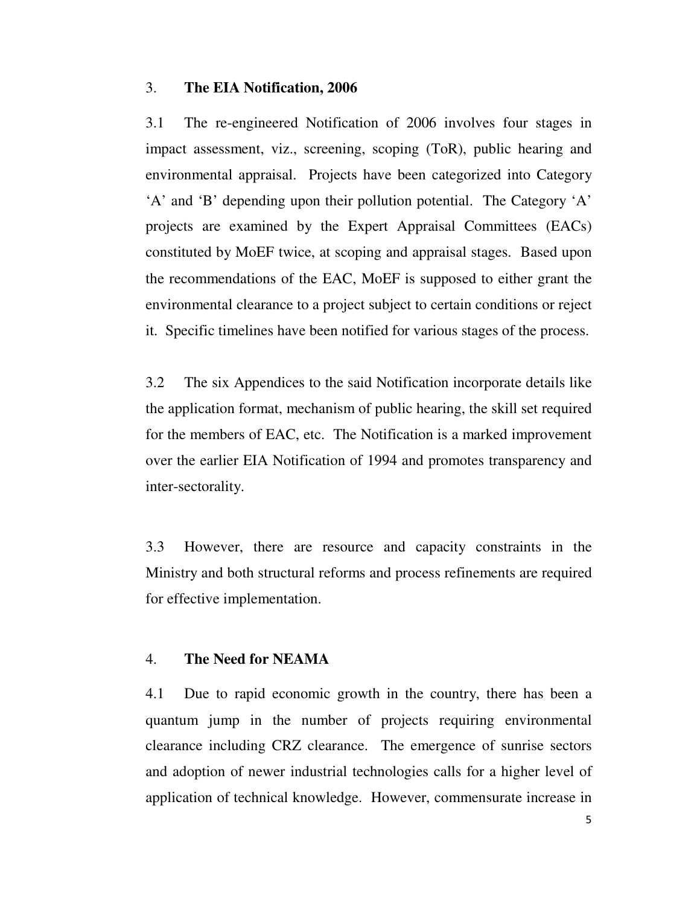## 3. The EIA Notification, 2006

3.1 The re-engineered Notification of 2006 involves four stages in impact assessment, viz., screening, scoping (ToR), public hearing and environmental appraisal. Projects have been categorized into Category 'A' and 'B' depending upon their pollution potential. The Category 'A' projects are examined by the Expert Appraisal Committees (EACs) constituted by MoEF twice, at scoping and appraisal stages. Based upon the recommendations of the EAC, MoEF is supposed to either grant the environmental clearance to a project subject to certain conditions or reject it. Specific timelines have been notified for various stages of the process.

3.2 The six Appendices to the said Notification incorporate details like the application format, mechanism of public hearing, the skill set required for the members of EAC, etc. The Notification is a marked improvement over the earlier EIA Notification of 1994 and promotes transparency and inter-sectorality.

3.3 However, there are resource and capacity constraints in the Ministry and both structural reforms and process refinements are required for effective implementation.

## 4. The Need for NEAMA

4.1 Due to rapid economic growth in the country, there has been a quantum jump in the number of projects requiring environmental clearance including CRZ clearance. The emergence of sunrise sectors and adoption of newer industrial technologies calls for a higher level of application of technical knowledge. However, commensurate increase in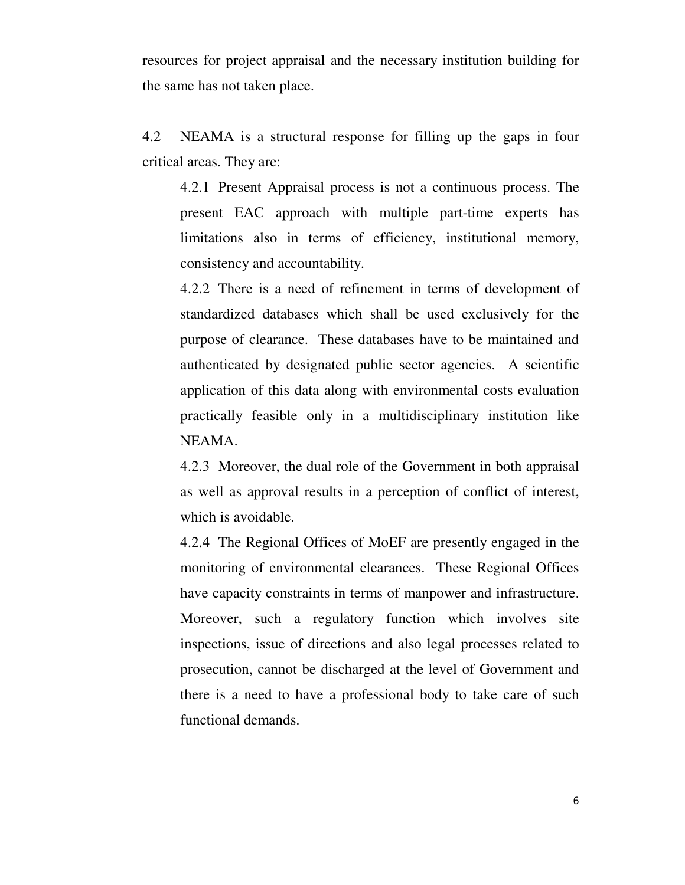resources for project appraisal and the necessary institution building for the same has not taken place.

4.2 NEAMA is a structural response for filling up the gaps in four critical areas. They are:

4.2.1 Present Appraisal process is not a continuous process. The present EAC approach with multiple part-time experts has limitations also in terms of efficiency, institutional memory, consistency and accountability.

4.2.2 There is a need of refinement in terms of development of standardized databases which shall be used exclusively for the purpose of clearance. These databases have to be maintained and authenticated by designated public sector agencies. A scientific application of this data along with environmental costs evaluation practically feasible only in a multidisciplinary institution like NEAMA.

4.2.3 Moreover, the dual role of the Government in both appraisal as well as approval results in a perception of conflict of interest, which is avoidable.

4.2.4 The Regional Offices of MoEF are presently engaged in the monitoring of environmental clearances. These Regional Offices have capacity constraints in terms of manpower and infrastructure. Moreover, such a regulatory function which involves site inspections, issue of directions and also legal processes related to prosecution, cannot be discharged at the level of Government and there is a need to have a professional body to take care of such functional demands.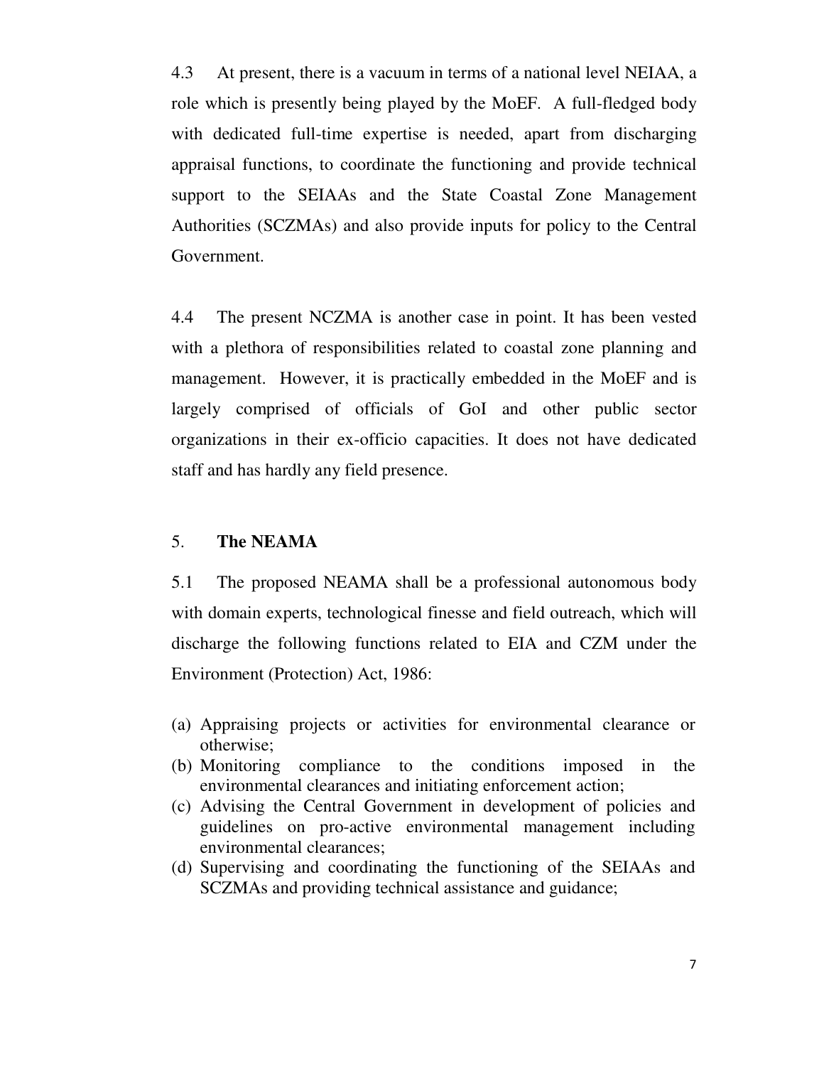4.3 At present, there is a vacuum in terms of a national level NEIAA, a role which is presently being played by the MoEF. A full-fledged body with dedicated full-time expertise is needed, apart from discharging appraisal functions, to coordinate the functioning and provide technical support to the SEIAAs and the State Coastal Zone Management Authorities (SCZMAs) and also provide inputs for policy to the Central Government.

4.4 The present NCZMA is another case in point. It has been vested with a plethora of responsibilities related to coastal zone planning and management. However, it is practically embedded in the MoEF and is largely comprised of officials of GoI and other public sector organizations in their ex-officio capacities. It does not have dedicated staff and has hardly any field presence.

## 5. The NEAMA

5.1 The proposed NEAMA shall be a professional autonomous body with domain experts, technological finesse and field outreach, which will discharge the following functions related to EIA and CZM under the Environment (Protection) Act, 1986:

(a) Appraising projects or activities for environmental clearance or otherwise;
(b) Monitoring compliance to the conditions imposed in the environmental clearances and initiating enforcement action;
(c) Advising the Central Government in development of policies and guidelines on pro-active environmental management including environmental clearances;
(d) Supervising and coordinating the functioning of the SEIAAs and SCZMAs and providing technical assistance and guidance;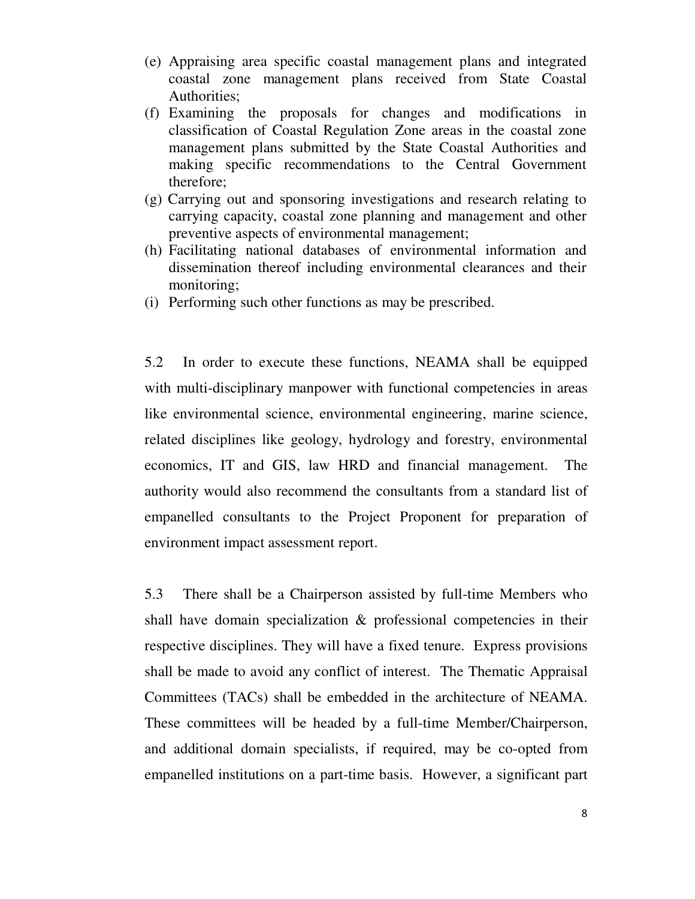(e) Appraising area specific coastal management plans and integrated coastal zone management plans received from State Coastal Authorities;

(f) Examining the proposals for changes and modifications in classification of Coastal Regulation Zone areas in the coastal zone management plans submitted by the State Coastal Authorities and making specific recommendations to the Central Government therefore;

(g) Carrying out and sponsoring investigations and research relating to carrying capacity, coastal zone planning and management and other preventive aspects of environmental management;

(h) Facilitating national databases of environmental information and dissemination thereof including environmental clearances and their monitoring;

(i) Performing such other functions as may be prescribed.

5.2 In order to execute these functions, NEAMA shall be equipped with multi-disciplinary manpower with functional competencies in areas like environmental science, environmental engineering, marine science, related disciplines like geology, hydrology and forestry, environmental economics, IT and GIS, law HRD and financial management. The authority would also recommend the consultants from a standard list of empanelled consultants to the Project Proponent for preparation of environment impact assessment report.

5.3 There shall be a Chairperson assisted by full-time Members who shall have domain specialization & professional competencies in their respective disciplines. They will have a fixed tenure. Express provisions shall be made to avoid any conflict of interest. The Thematic Appraisal Committees (TACs) shall be embedded in the architecture of NEAMA. These committees will be headed by a full-time Member/Chairperson, and additional domain specialists, if required, may be co-opted from empanelled institutions on a part-time basis. However, a significant part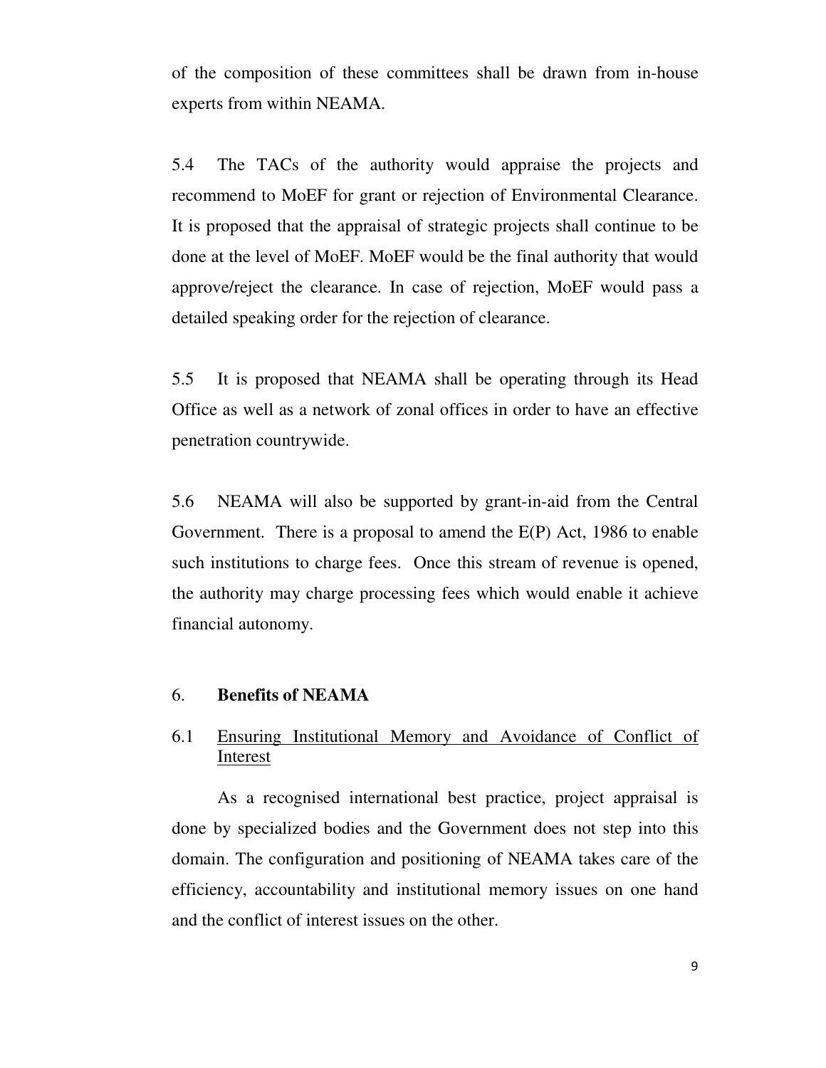of the composition of these committees shall be drawn from in-house experts from within NEAMA.

5.4 The TACs of the authority would appraise the projects and recommend to MoEF for grant or rejection of Environmental Clearance. It is proposed that the appraisal of strategic projects shall continue to be done at the level of MoEF. MoEF would be the final authority that would approve/reject the clearance. In case of rejection, MoEF would pass a detailed speaking order for the rejection of clearance.

5.5 It is proposed that NEAMA shall be operating through its Head Office as well as a network of zonal offices in order to have an effective penetration countrywide.

5.6 NEAMA will also be supported by grant-in-aid from the Central Government. There is a proposal to amend the E(P) Act, 1986 to enable such institutions to charge fees. Once this stream of revenue is opened, the authority may charge processing fees which would enable it achieve financial autonomy.

## 6. Benefits of NEAMA

### 6.1 Ensuring Institutional Memory and Avoidance of Conflict of Interest

As a recognised international best practice, project appraisal is done by specialized bodies and the Government does not step into this domain. The configuration and positioning of NEAMA takes care of the efficiency, accountability and institutional memory issues on one hand and the conflict of interest issues on the other.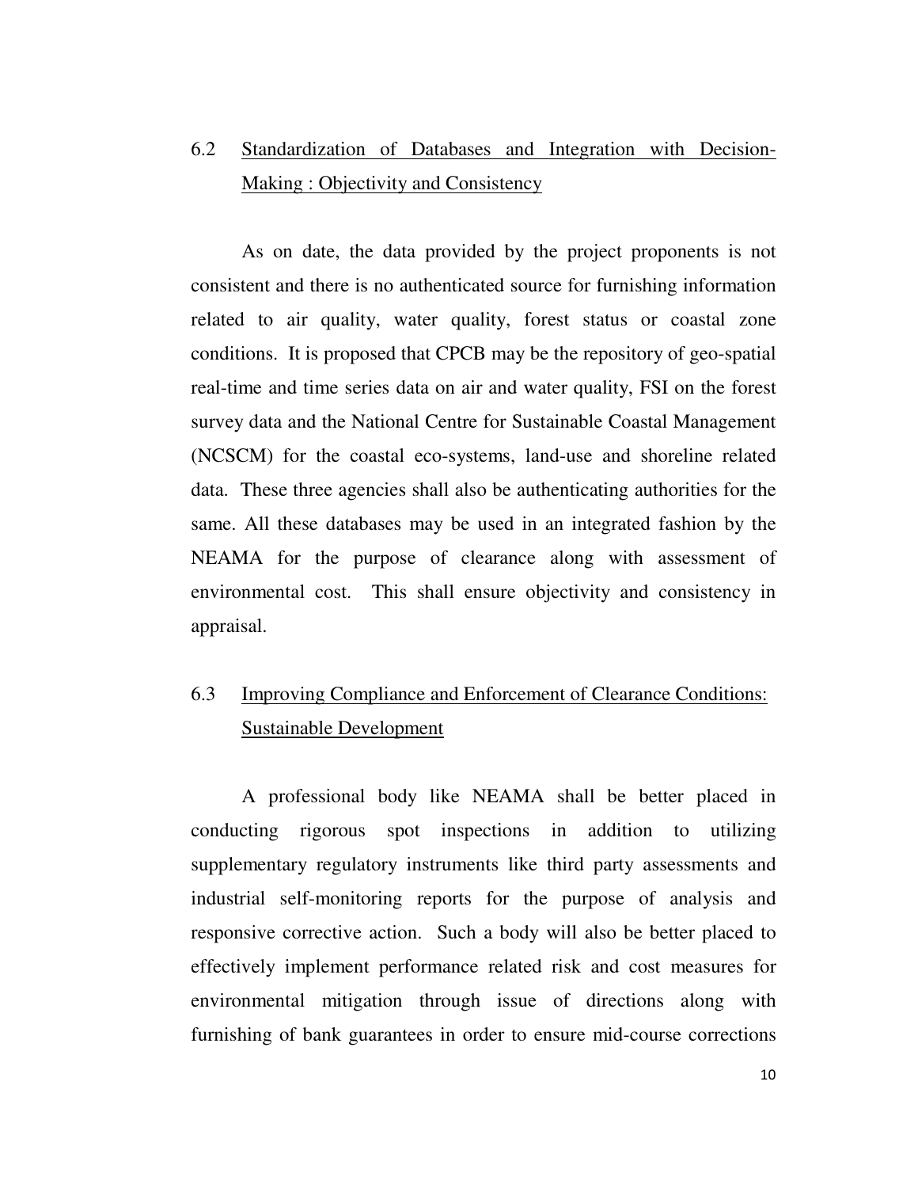## 6.2 Standardization of Databases and Integration with Decision-Making : Objectivity and Consistency

As on date, the data provided by the project proponents is not consistent and there is no authenticated source for furnishing information related to air quality, water quality, forest status or coastal zone conditions. It is proposed that CPCB may be the repository of geo-spatial real-time and time series data on air and water quality, FSI on the forest survey data and the National Centre for Sustainable Coastal Management (NCSCM) for the coastal eco-systems, land-use and shoreline related data. These three agencies shall also be authenticating authorities for the same. All these databases may be used in an integrated fashion by the NEAMA for the purpose of clearance along with assessment of environmental cost. This shall ensure objectivity and consistency in appraisal.

## 6.3 Improving Compliance and Enforcement of Clearance Conditions: Sustainable Development

A professional body like NEAMA shall be better placed in conducting rigorous spot inspections in addition to utilizing supplementary regulatory instruments like third party assessments and industrial self-monitoring reports for the purpose of analysis and responsive corrective action. Such a body will also be better placed to effectively implement performance related risk and cost measures for environmental mitigation through issue of directions along with furnishing of bank guarantees in order to ensure mid-course corrections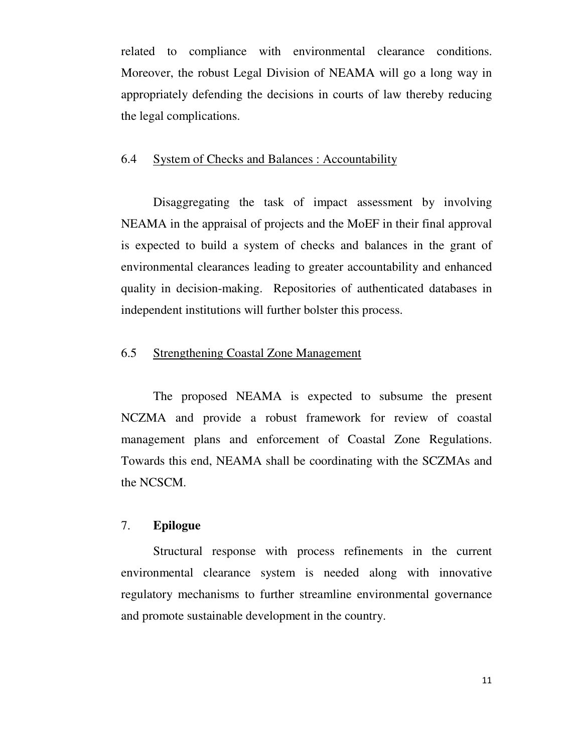related to compliance with environmental clearance conditions. Moreover, the robust Legal Division of NEAMA will go a long way in appropriately defending the decisions in courts of law thereby reducing the legal complications.

### 6.4 System of Checks and Balances : Accountability

Disaggregating the task of impact assessment by involving NEAMA in the appraisal of projects and the MoEF in their final approval is expected to build a system of checks and balances in the grant of environmental clearances leading to greater accountability and enhanced quality in decision-making. Repositories of authenticated databases in independent institutions will further bolster this process.

### 6.5 Strengthening Coastal Zone Management

The proposed NEAMA is expected to subsume the present NCZMA and provide a robust framework for review of coastal management plans and enforcement of Coastal Zone Regulations. Towards this end, NEAMA shall be coordinating with the SCZMAs and the NCSCM.

## 7. Epilogue

Structural response with process refinements in the current environmental clearance system is needed along with innovative regulatory mechanisms to further streamline environmental governance and promote sustainable development in the country.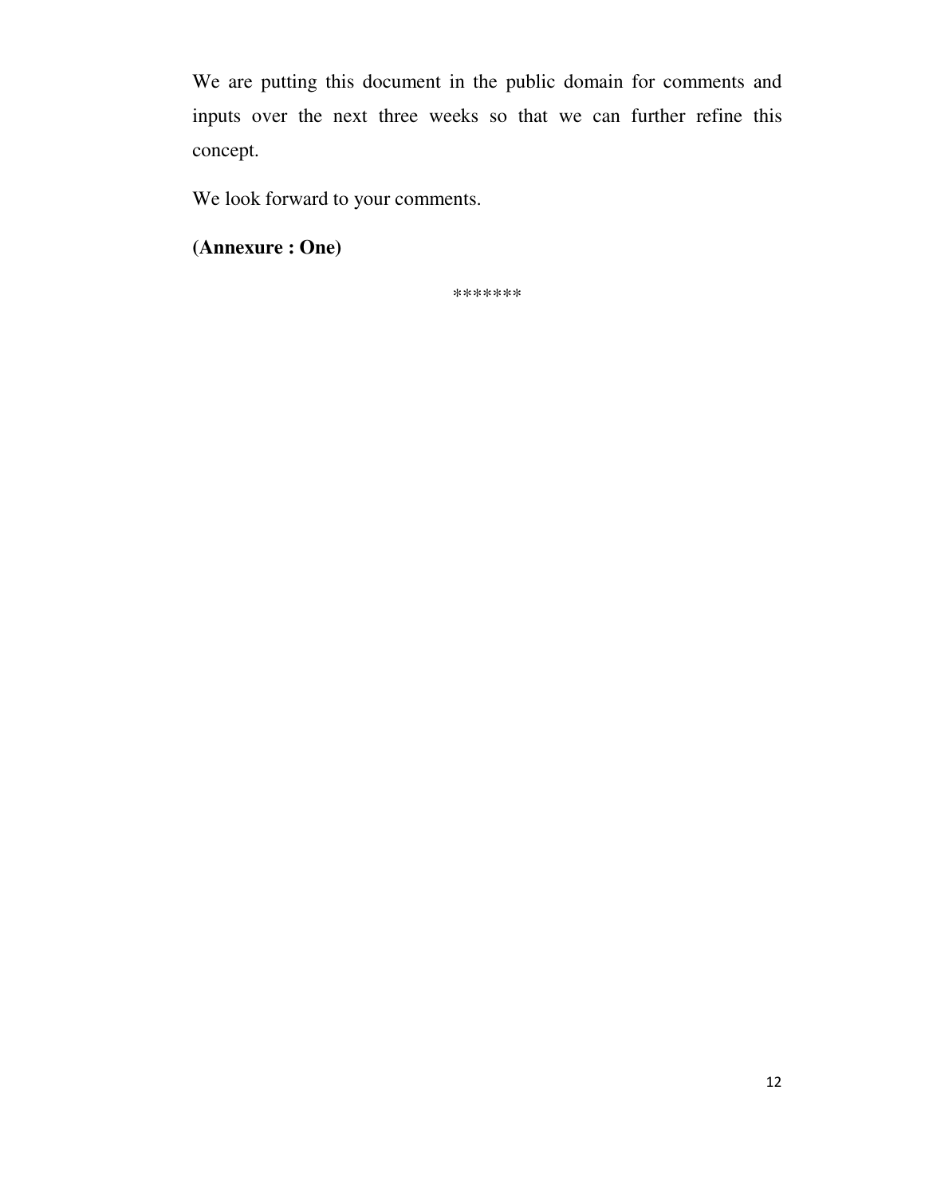We are putting this document in the public domain for comments and inputs over the next three weeks so that we can further refine this concept.

We look forward to your comments.

**(Annexure : One)**

*******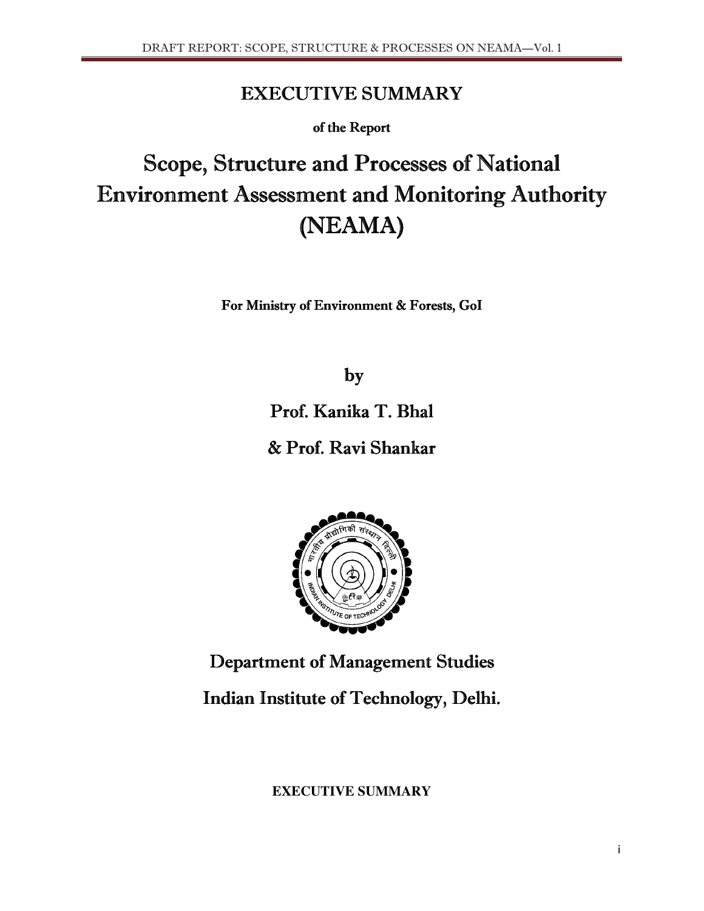# EXECUTIVE SUMMARY

**of the Report**

# Scope, Structure and Processes of National Environment Assessment and Monitoring Authority (NEAMA)

**For Ministry of Environment & Forests, GoI**

by

Prof. Kanika T. Bhal

& Prof. Ravi Shankar

Department of Management Studies

Indian Institute of Technology, Delhi.

**EXECUTIVE SUMMARY**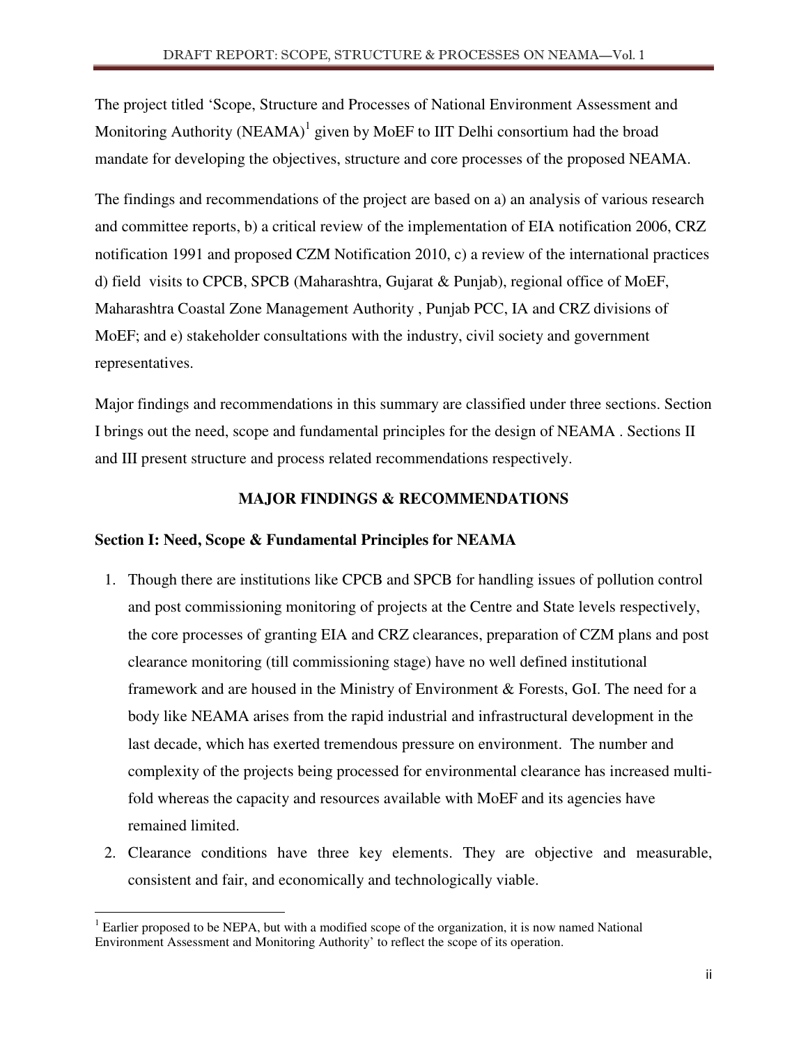The project titled 'Scope, Structure and Processes of National Environment Assessment and Monitoring Authority (NEAMA)[1] given by MoEF to IIT Delhi consortium had the broad mandate for developing the objectives, structure and core processes of the proposed NEAMA.

The findings and recommendations of the project are based on a) an analysis of various research and committee reports, b) a critical review of the implementation of EIA notification 2006, CRZ notification 1991 and proposed CZM Notification 2010, c) a review of the international practices d) field visits to CPCB, SPCB (Maharashtra, Gujarat & Punjab), regional office of MoEF, Maharashtra Coastal Zone Management Authority , Punjab PCC, IA and CRZ divisions of MoEF; and e) stakeholder consultations with the industry, civil society and government representatives.

Major findings and recommendations in this summary are classified under three sections. Section I brings out the need, scope and fundamental principles for the design of NEAMA . Sections II and III present structure and process related recommendations respectively.

## MAJOR FINDINGS & RECOMMENDATIONS

### Section I: Need, Scope & Fundamental Principles for NEAMA

1. Though there are institutions like CPCB and SPCB for handling issues of pollution control and post commissioning monitoring of projects at the Centre and State levels respectively, the core processes of granting EIA and CRZ clearances, preparation of CZM plans and post clearance monitoring (till commissioning stage) have no well defined institutional framework and are housed in the Ministry of Environment & Forests, GoI. The need for a body like NEAMA arises from the rapid industrial and infrastructural development in the last decade, which has exerted tremendous pressure on environment. The number and complexity of the projects being processed for environmental clearance has increased multi-fold whereas the capacity and resources available with MoEF and its agencies have remained limited.
2. Clearance conditions have three key elements. They are objective and measurable, consistent and fair, and economically and technologically viable.

---

[1] Earlier proposed to be NEPA, but with a modified scope of the organization, it is now named National Environment Assessment and Monitoring Authority' to reflect the scope of its operation.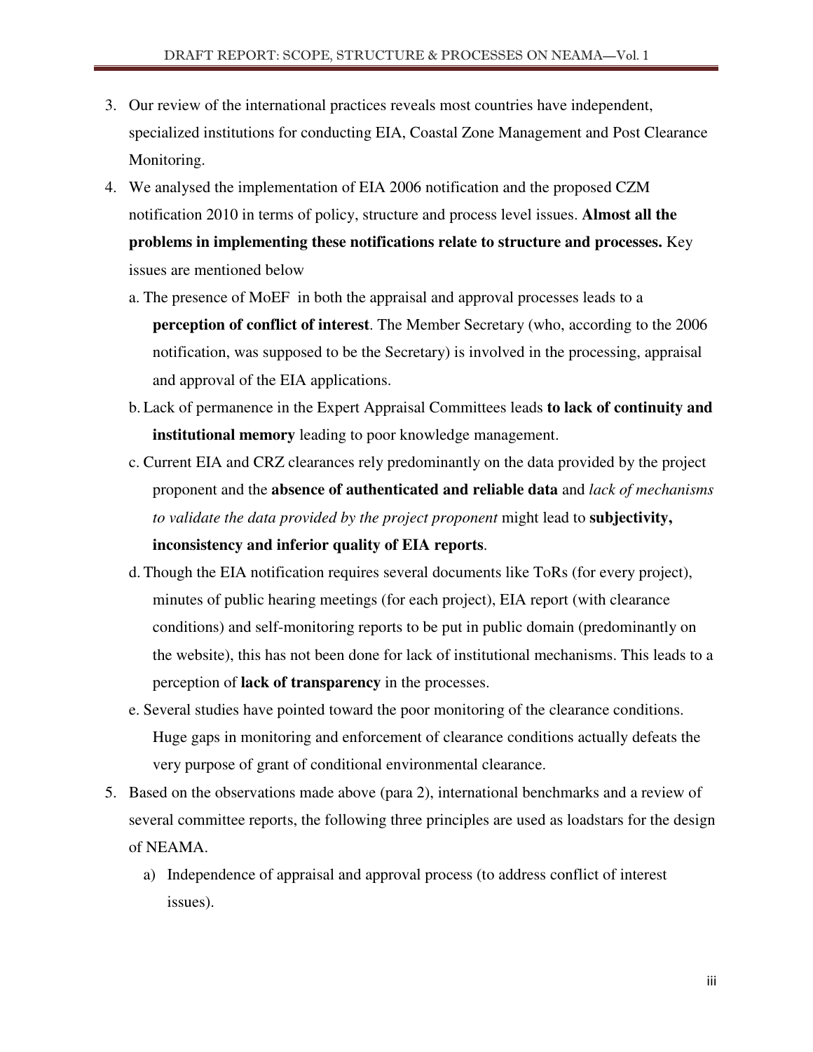3. Our review of the international practices reveals most countries have independent, specialized institutions for conducting EIA, Coastal Zone Management and Post Clearance Monitoring.
4. We analysed the implementation of EIA 2006 notification and the proposed CZM notification 2010 in terms of policy, structure and process level issues. **Almost all the problems in implementing these notifications relate to structure and processes.** Key issues are mentioned below
   a. The presence of MoEF in both the appraisal and approval processes leads to a **perception of conflict of interest**. The Member Secretary (who, according to the 2006 notification, was supposed to be the Secretary) is involved in the processing, appraisal and approval of the EIA applications.
   b. Lack of permanence in the Expert Appraisal Committees leads **to lack of continuity and institutional memory** leading to poor knowledge management.
   c. Current EIA and CRZ clearances rely predominantly on the data provided by the project proponent and the **absence of authenticated and reliable data** and *lack of mechanisms to validate the data provided by the project proponent* might lead to **subjectivity, inconsistency and inferior quality of EIA reports**.
   d. Though the EIA notification requires several documents like ToRs (for every project), minutes of public hearing meetings (for each project), EIA report (with clearance conditions) and self-monitoring reports to be put in public domain (predominantly on the website), this has not been done for lack of institutional mechanisms. This leads to a perception of **lack of transparency** in the processes.
   e. Several studies have pointed toward the poor monitoring of the clearance conditions. Huge gaps in monitoring and enforcement of clearance conditions actually defeats the very purpose of grant of conditional environmental clearance.
5. Based on the observations made above (para 2), international benchmarks and a review of several committee reports, the following three principles are used as loadstars for the design of NEAMA.
   a) Independence of appraisal and approval process (to address conflict of interest issues).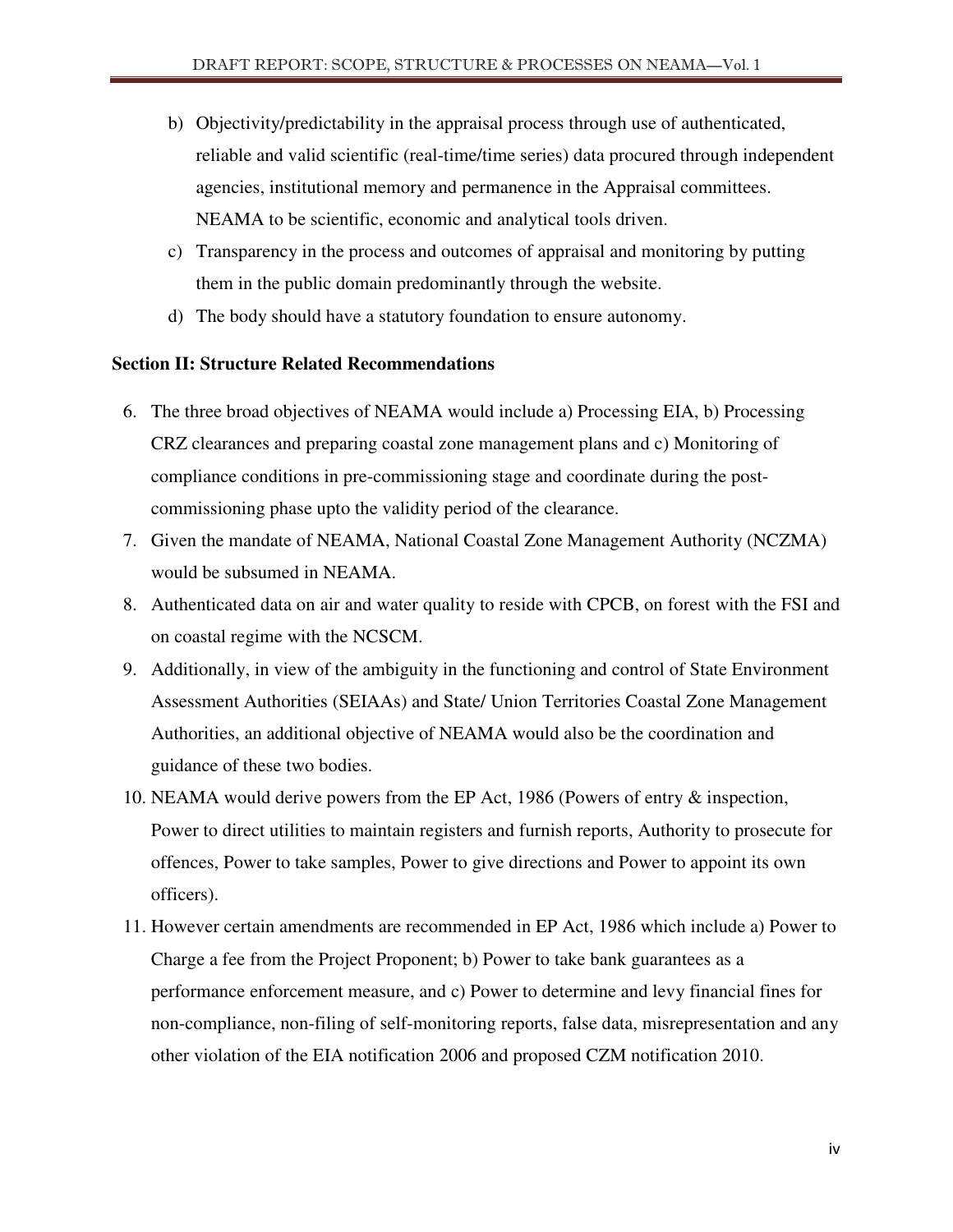b) Objectivity/predictability in the appraisal process through use of authenticated, reliable and valid scientific (real-time/time series) data procured through independent agencies, institutional memory and permanence in the Appraisal committees. NEAMA to be scientific, economic and analytical tools driven.

c) Transparency in the process and outcomes of appraisal and monitoring by putting them in the public domain predominantly through the website.

d) The body should have a statutory foundation to ensure autonomy.

**Section II: Structure Related Recommendations**

6. The three broad objectives of NEAMA would include a) Processing EIA, b) Processing CRZ clearances and preparing coastal zone management plans and c) Monitoring of compliance conditions in pre-commissioning stage and coordinate during the post-commissioning phase upto the validity period of the clearance.
7. Given the mandate of NEAMA, National Coastal Zone Management Authority (NCZMA) would be subsumed in NEAMA.
8. Authenticated data on air and water quality to reside with CPCB, on forest with the FSI and on coastal regime with the NCSCM.
9. Additionally, in view of the ambiguity in the functioning and control of State Environment Assessment Authorities (SEIAAs) and State/ Union Territories Coastal Zone Management Authorities, an additional objective of NEAMA would also be the coordination and guidance of these two bodies.
10. NEAMA would derive powers from the EP Act, 1986 (Powers of entry & inspection, Power to direct utilities to maintain registers and furnish reports, Authority to prosecute for offences, Power to take samples, Power to give directions and Power to appoint its own officers).
11. However certain amendments are recommended in EP Act, 1986 which include a) Power to Charge a fee from the Project Proponent; b) Power to take bank guarantees as a performance enforcement measure, and c) Power to determine and levy financial fines for non-compliance, non-filing of self-monitoring reports, false data, misrepresentation and any other violation of the EIA notification 2006 and proposed CZM notification 2010.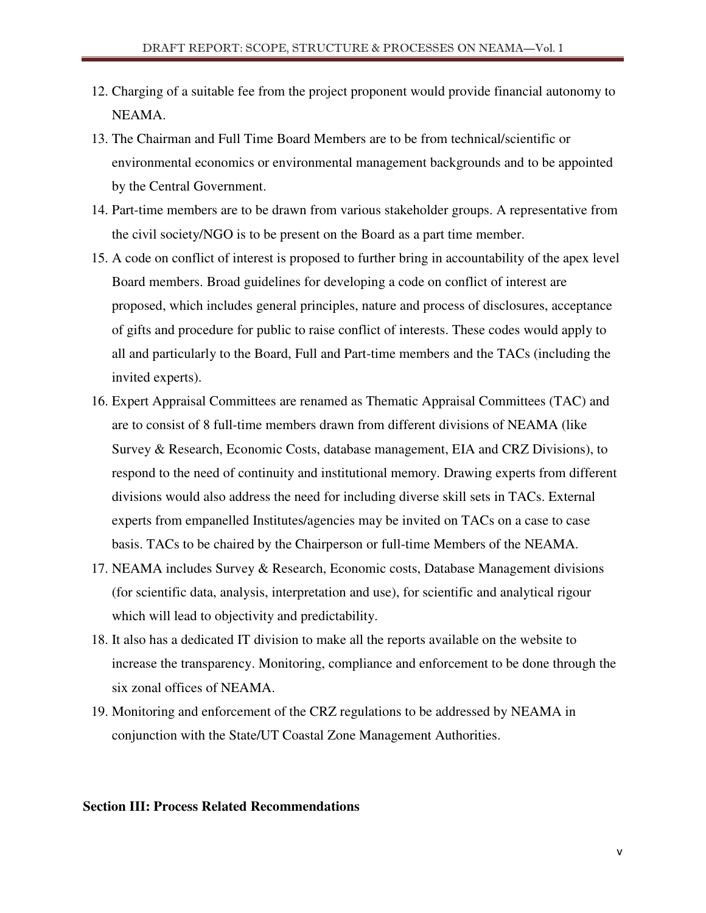12. Charging of a suitable fee from the project proponent would provide financial autonomy to NEAMA.
13. The Chairman and Full Time Board Members are to be from technical/scientific or environmental economics or environmental management backgrounds and to be appointed by the Central Government.
14. Part-time members are to be drawn from various stakeholder groups. A representative from the civil society/NGO is to be present on the Board as a part time member.
15. A code on conflict of interest is proposed to further bring in accountability of the apex level Board members. Broad guidelines for developing a code on conflict of interest are proposed, which includes general principles, nature and process of disclosures, acceptance of gifts and procedure for public to raise conflict of interests. These codes would apply to all and particularly to the Board, Full and Part-time members and the TACs (including the invited experts).
16. Expert Appraisal Committees are renamed as Thematic Appraisal Committees (TAC) and are to consist of 8 full-time members drawn from different divisions of NEAMA (like Survey & Research, Economic Costs, database management, EIA and CRZ Divisions), to respond to the need of continuity and institutional memory. Drawing experts from different divisions would also address the need for including diverse skill sets in TACs. External experts from empanelled Institutes/agencies may be invited on TACs on a case to case basis. TACs to be chaired by the Chairperson or full-time Members of the NEAMA.
17. NEAMA includes Survey & Research, Economic costs, Database Management divisions (for scientific data, analysis, interpretation and use), for scientific and analytical rigour which will lead to objectivity and predictability.
18. It also has a dedicated IT division to make all the reports available on the website to increase the transparency. Monitoring, compliance and enforcement to be done through the six zonal offices of NEAMA.
19. Monitoring and enforcement of the CRZ regulations to be addressed by NEAMA in conjunction with the State/UT Coastal Zone Management Authorities.

**Section III: Process Related Recommendations**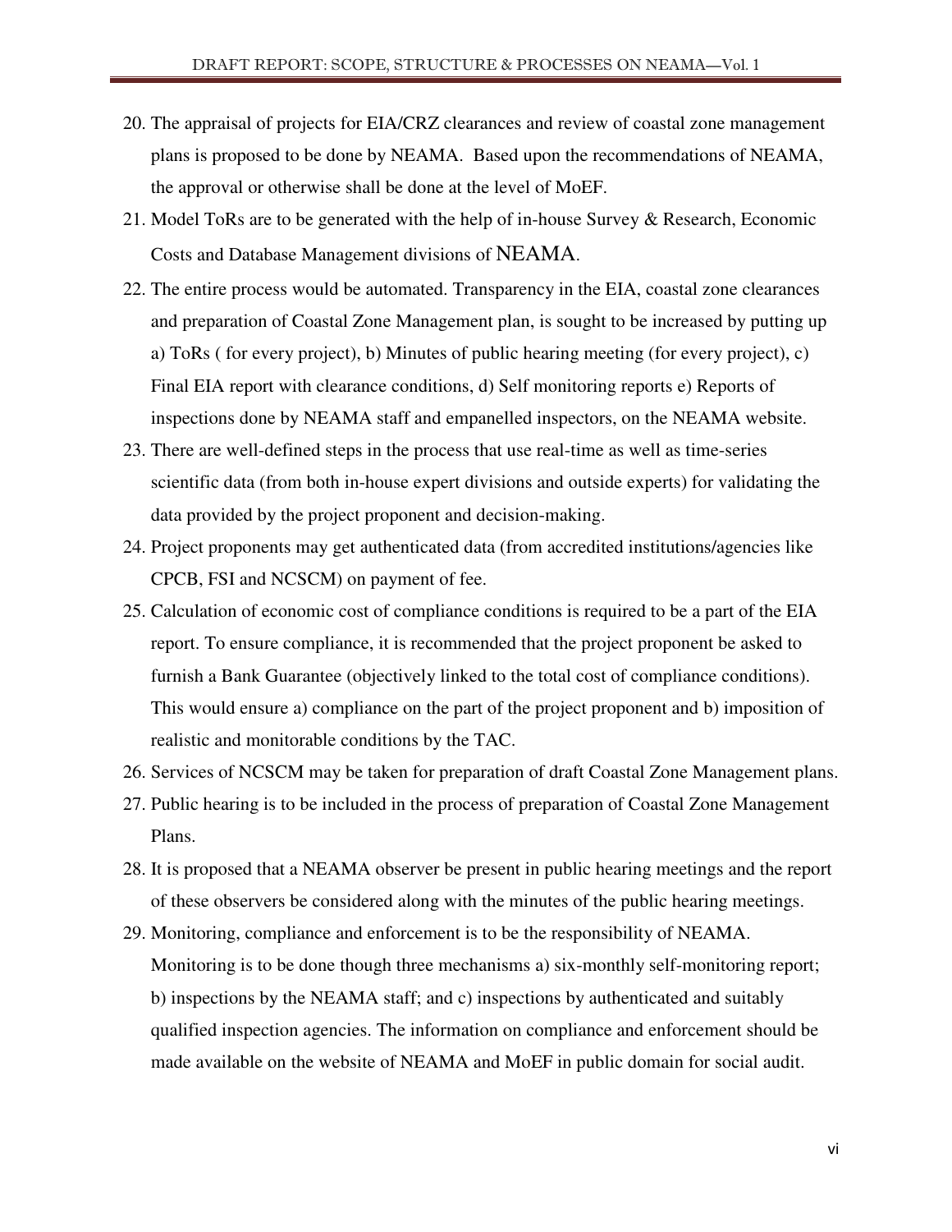20. The appraisal of projects for EIA/CRZ clearances and review of coastal zone management plans is proposed to be done by NEAMA. Based upon the recommendations of NEAMA, the approval or otherwise shall be done at the level of MoEF.
21. Model ToRs are to be generated with the help of in-house Survey & Research, Economic Costs and Database Management divisions of NEAMA.
22. The entire process would be automated. Transparency in the EIA, coastal zone clearances and preparation of Coastal Zone Management plan, is sought to be increased by putting up a) ToRs ( for every project), b) Minutes of public hearing meeting (for every project), c) Final EIA report with clearance conditions, d) Self monitoring reports e) Reports of inspections done by NEAMA staff and empanelled inspectors, on the NEAMA website.
23. There are well-defined steps in the process that use real-time as well as time-series scientific data (from both in-house expert divisions and outside experts) for validating the data provided by the project proponent and decision-making.
24. Project proponents may get authenticated data (from accredited institutions/agencies like CPCB, FSI and NCSCM) on payment of fee.
25. Calculation of economic cost of compliance conditions is required to be a part of the EIA report. To ensure compliance, it is recommended that the project proponent be asked to furnish a Bank Guarantee (objectively linked to the total cost of compliance conditions). This would ensure a) compliance on the part of the project proponent and b) imposition of realistic and monitorable conditions by the TAC.
26. Services of NCSCM may be taken for preparation of draft Coastal Zone Management plans.
27. Public hearing is to be included in the process of preparation of Coastal Zone Management Plans.
28. It is proposed that a NEAMA observer be present in public hearing meetings and the report of these observers be considered along with the minutes of the public hearing meetings.
29. Monitoring, compliance and enforcement is to be the responsibility of NEAMA. Monitoring is to be done though three mechanisms a) six-monthly self-monitoring report; b) inspections by the NEAMA staff; and c) inspections by authenticated and suitably qualified inspection agencies. The information on compliance and enforcement should be made available on the website of NEAMA and MoEF in public domain for social audit.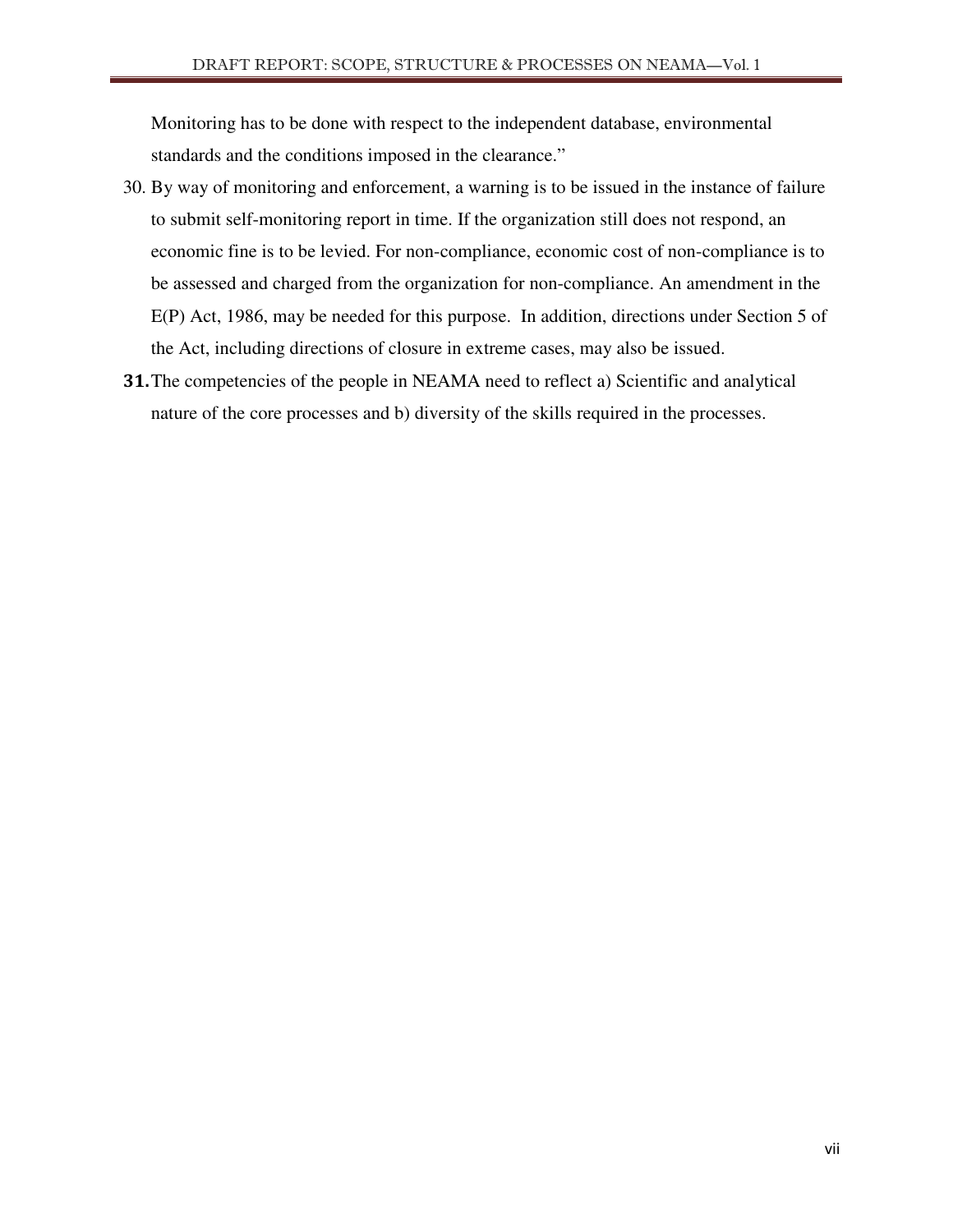Monitoring has to be done with respect to the independent database, environmental standards and the conditions imposed in the clearance."

30. By way of monitoring and enforcement, a warning is to be issued in the instance of failure to submit self-monitoring report in time. If the organization still does not respond, an economic fine is to be levied. For non-compliance, economic cost of non-compliance is to be assessed and charged from the organization for non-compliance. An amendment in the E(P) Act, 1986, may be needed for this purpose. In addition, directions under Section 5 of the Act, including directions of closure in extreme cases, may also be issued.

31. The competencies of the people in NEAMA need to reflect a) Scientific and analytical nature of the core processes and b) diversity of the skills required in the processes.